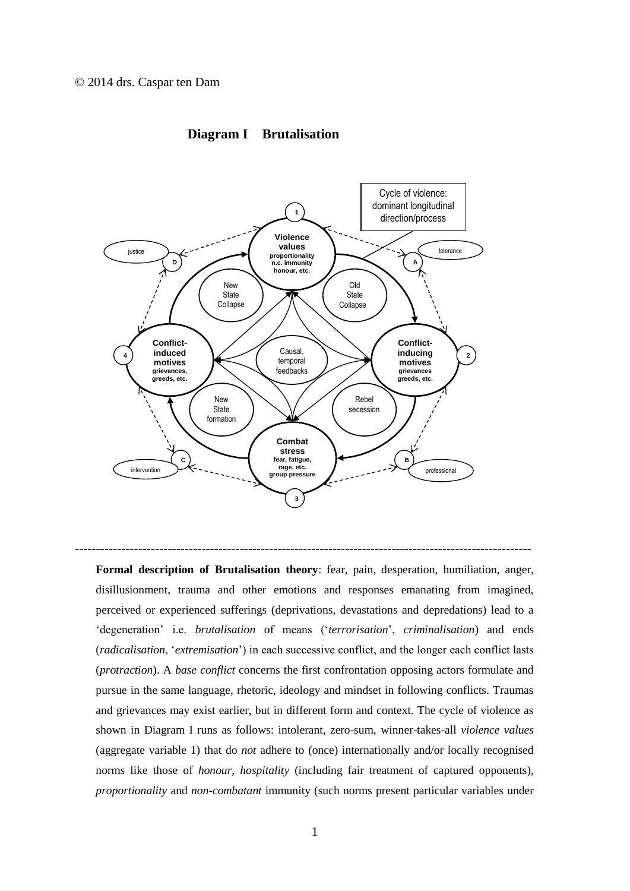© 2014 drs. Caspar ten Dam

## Diagram I Brutalisation

Cycle of violence: dominant longitudinal direction/process

1 **Violence values** proportionality n.c. immunity honour, etc.

2 **Conflict-inducing motives** grievances greeds, etc.

3 **Combat stress** fear, fatigue, rage, etc. group pressure

4 **Conflict-induced motives** grievances, greeds, etc.

A tolerance

B professional

C intervention

D justice

Old State Collapse

Rebel secession

New State formation

New State Collapse

Causal, temporal feedbacks

---

**Formal description of Brutalisation theory**: fear, pain, desperation, humiliation, anger, disillusionment, trauma and other emotions and responses emanating from imagined, perceived or experienced sufferings (deprivations, devastations and depredations) lead to a 'degeneration' i.e. *brutalisation* of means ('*terrorisation*', *criminalisation*) and ends (*radicalisation*, '*extremisation*') in each successive conflict, and the longer each conflict lasts (*protraction*). A *base conflict* concerns the first confrontation opposing actors formulate and pursue in the same language, rhetoric, ideology and mindset in following conflicts. Traumas and grievances may exist earlier, but in different form and context. The cycle of violence as shown in Diagram I runs as follows: intolerant, zero-sum, winner-takes-all *violence values* (aggregate variable 1) that do *not* adhere to (once) internationally and/or locally recognised norms like those of *honour*, *hospitality* (including fair treatment of captured opponents), *proportionality* and *non-combatant* immunity (such norms present particular variables under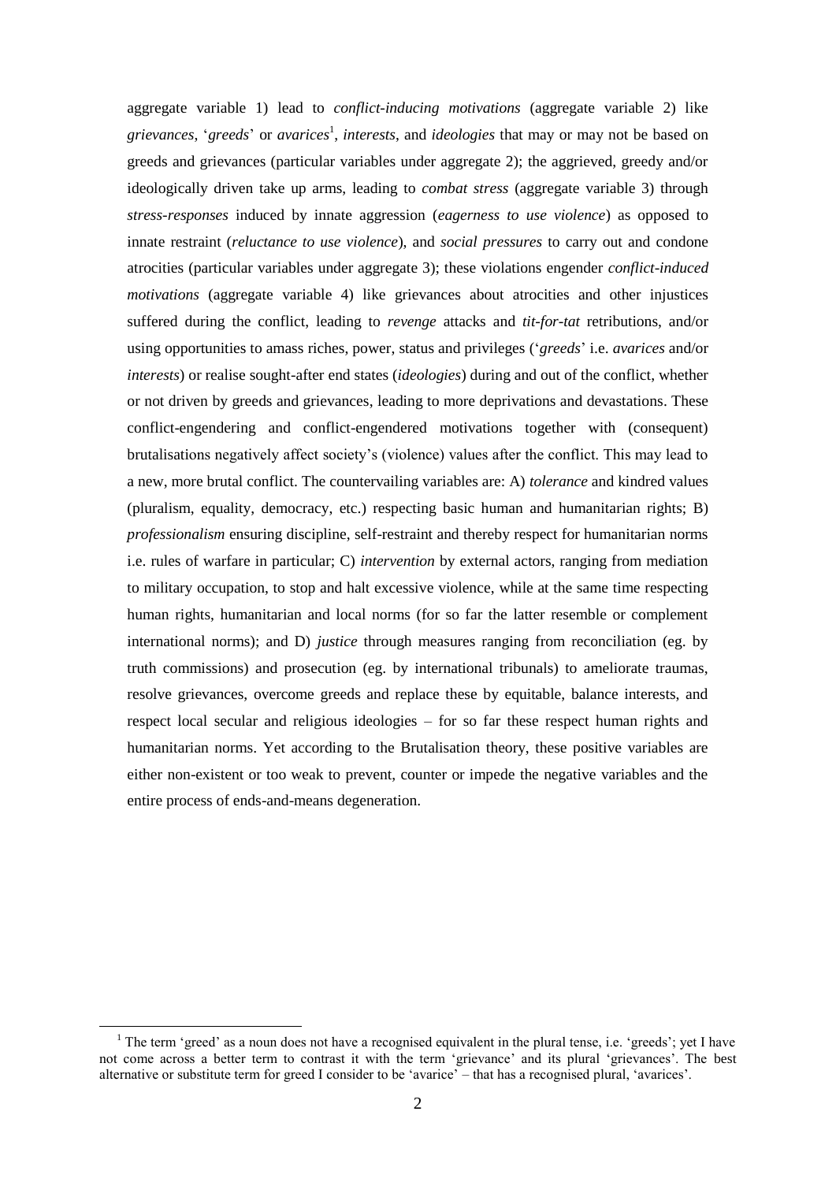aggregate variable 1) lead to *conflict-inducing motivations* (aggregate variable 2) like *grievances*, '*greeds*' or *avarices*[1], *interests*, and *ideologies* that may or may not be based on greeds and grievances (particular variables under aggregate 2); the aggrieved, greedy and/or ideologically driven take up arms, leading to *combat stress* (aggregate variable 3) through *stress-responses* induced by innate aggression (*eagerness to use violence*) as opposed to innate restraint (*reluctance to use violence*), and *social pressures* to carry out and condone atrocities (particular variables under aggregate 3); these violations engender *conflict-induced motivations* (aggregate variable 4) like grievances about atrocities and other injustices suffered during the conflict, leading to *revenge* attacks and *tit-for-tat* retributions, and/or using opportunities to amass riches, power, status and privileges ('*greeds*' i.e. *avarices* and/or *interests*) or realise sought-after end states (*ideologies*) during and out of the conflict, whether or not driven by greeds and grievances, leading to more deprivations and devastations. These conflict-engendering and conflict-engendered motivations together with (consequent) brutalisations negatively affect society's (violence) values after the conflict. This may lead to a new, more brutal conflict. The countervailing variables are: A) *tolerance* and kindred values (pluralism, equality, democracy, etc.) respecting basic human and humanitarian rights; B) *professionalism* ensuring discipline, self-restraint and thereby respect for humanitarian norms i.e. rules of warfare in particular; C) *intervention* by external actors, ranging from mediation to military occupation, to stop and halt excessive violence, while at the same time respecting human rights, humanitarian and local norms (for so far the latter resemble or complement international norms); and D) *justice* through measures ranging from reconciliation (eg. by truth commissions) and prosecution (eg. by international tribunals) to ameliorate traumas, resolve grievances, overcome greeds and replace these by equitable, balance interests, and respect local secular and religious ideologies – for so far these respect human rights and humanitarian norms. Yet according to the Brutalisation theory, these positive variables are either non-existent or too weak to prevent, counter or impede the negative variables and the entire process of ends-and-means degeneration.

[1] The term 'greed' as a noun does not have a recognised equivalent in the plural tense, i.e. 'greeds'; yet I have not come across a better term to contrast it with the term 'grievance' and its plural 'grievances'. The best alternative or substitute term for greed I consider to be 'avarice' – that has a recognised plural, 'avarices'.